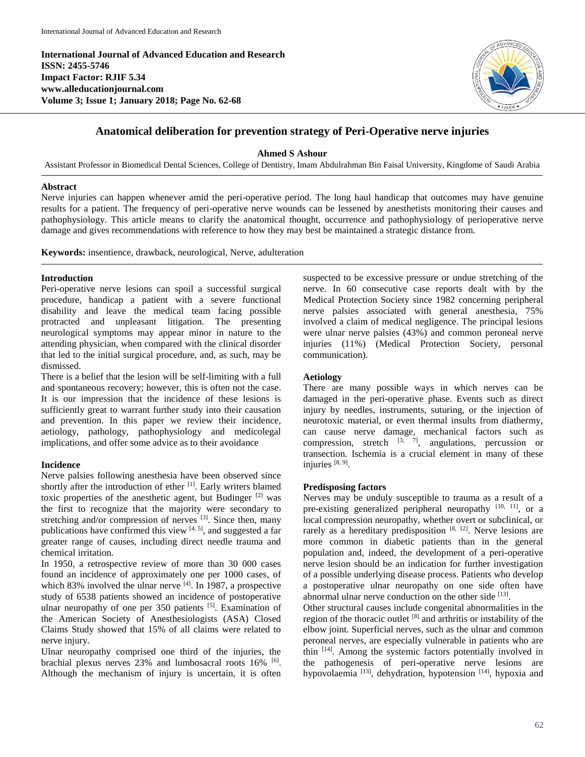**International Journal of Advanced Education and Research**
**ISSN: 2455-5746**
**Impact Factor: RJIF 5.34**
**www.alleducationjournal.com**
**Volume 3; Issue 1; January 2018; Page No. 62-68**

# Anatomical deliberation for prevention strategy of Peri-Operative nerve injuries

**Ahmed S Ashour**

Assistant Professor in Biomedical Dental Sciences, College of Dentistry, Imam Abdulrahman Bin Faisal University, Kingdome of Saudi Arabia

## Abstract

Nerve injuries can happen whenever amid the peri-operative period. The long haul handicap that outcomes may have genuine results for a patient. The frequency of peri-operative nerve wounds can be lessened by anesthetists monitoring their causes and pathophysiology. This article means to clarify the anatomical thought, occurrence and pathophysiology of perioperative nerve damage and gives recommendations with reference to how they may best be maintained a strategic distance from.

**Keywords:** insentience, drawback, neurological, Nerve, adulteration

## Introduction

Peri-operative nerve lesions can spoil a successful surgical procedure, handicap a patient with a severe functional disability and leave the medical team facing possible protracted and unpleasant litigation. The presenting neurological symptoms may appear minor in nature to the attending physician, when compared with the clinical disorder that led to the initial surgical procedure, and, as such, may be dismissed.

There is a belief that the lesion will be self-limiting with a full and spontaneous recovery; however, this is often not the case. It is our impression that the incidence of these lesions is sufficiently great to warrant further study into their causation and prevention. In this paper we review their incidence, aetiology, pathology, pathophysiology and medicolegal implications, and offer some advice as to their avoidance

## Incidence

Nerve palsies following anesthesia have been observed since shortly after the introduction of ether [1]. Early writers blamed toxic properties of the anesthetic agent, but Budinger [2] was the first to recognize that the majority were secondary to stretching and/or compression of nerves [3]. Since then, many publications have confirmed this view [4, 5], and suggested a far greater range of causes, including direct needle trauma and chemical irritation.

In 1950, a retrospective review of more than 30 000 cases found an incidence of approximately one per 1000 cases, of which 83% involved the ulnar nerve [4]. In 1987, a prospective study of 6538 patients showed an incidence of postoperative ulnar neuropathy of one per 350 patients [5]. Examination of the American Society of Anesthesiologists (ASA) Closed Claims Study showed that 15% of all claims were related to nerve injury.

Ulnar neuropathy comprised one third of the injuries, the brachial plexus nerves 23% and lumbosacral roots 16% [6]. Although the mechanism of injury is uncertain, it is often suspected to be excessive pressure or undue stretching of the nerve. In 60 consecutive case reports dealt with by the Medical Protection Society since 1982 concerning peripheral nerve palsies associated with general anesthesia, 75% involved a claim of medical negligence. The principal lesions were ulnar nerve palsies (43%) and common peroneal nerve injuries (11%) (Medical Protection Society, personal communication).

## Aetiology

There are many possible ways in which nerves can be damaged in the peri-operative phase. Events such as direct injury by needles, instruments, suturing, or the injection of neurotoxic material, or even thermal insults from diathermy, can cause nerve damage, mechanical factors such as compression, stretch [3, 7], angulations, percussion or transection. Ischemia is a crucial element in many of these injuries [8, 9].

## Predisposing factors

Nerves may be unduly susceptible to trauma as a result of a pre-existing generalized peripheral neuropathy [10, 11], or a local compression neuropathy, whether overt or subclinical, or rarely as a hereditary predisposition [8, 12]. Nerve lesions are more common in diabetic patients than in the general population and, indeed, the development of a peri-operative nerve lesion should be an indication for further investigation of a possible underlying disease process. Patients who develop a postoperative ulnar neuropathy on one side often have abnormal ulnar nerve conduction on the other side [13].

Other structural causes include congenital abnormalities in the region of the thoracic outlet [8] and arthritis or instability of the elbow joint. Superficial nerves, such as the ulnar and common peroneal nerves, are especially vulnerable in patients who are thin [14]. Among the systemic factors potentially involved in the pathogenesis of peri-operative nerve lesions are hypovolaemia [13], dehydration, hypotension [14], hypoxia and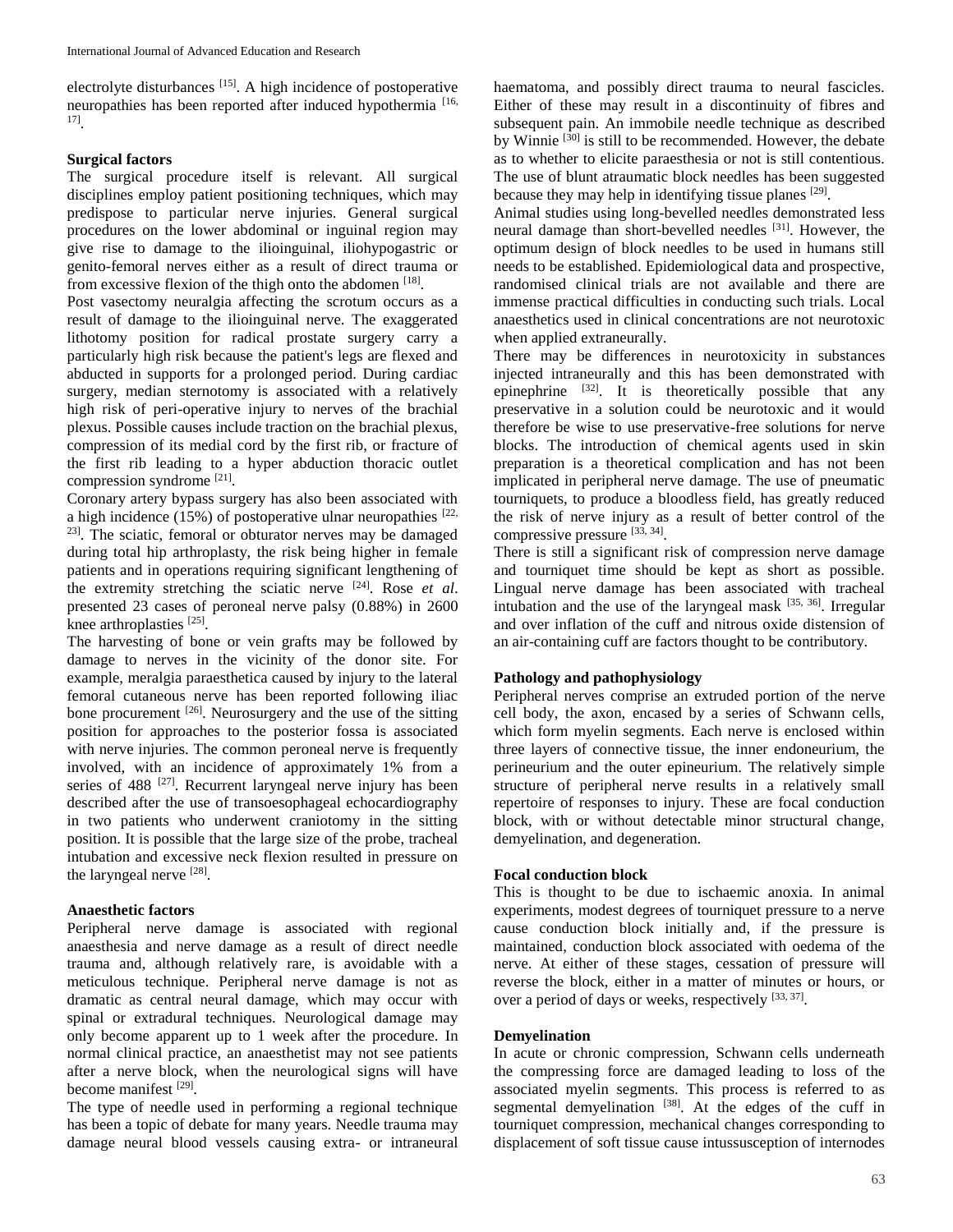electrolyte disturbances [15]. A high incidence of postoperative neuropathies has been reported after induced hypothermia [16, 17].

**Surgical factors**

The surgical procedure itself is relevant. All surgical disciplines employ patient positioning techniques, which may predispose to particular nerve injuries. General surgical procedures on the lower abdominal or inguinal region may give rise to damage to the ilioinguinal, iliohypogastric or genito-femoral nerves either as a result of direct trauma or from excessive flexion of the thigh onto the abdomen [18].

Post vasectomy neuralgia affecting the scrotum occurs as a result of damage to the ilioinguinal nerve. The exaggerated lithotomy position for radical prostate surgery carry a particularly high risk because the patient's legs are flexed and abducted in supports for a prolonged period. During cardiac surgery, median sternotomy is associated with a relatively high risk of peri-operative injury to nerves of the brachial plexus. Possible causes include traction on the brachial plexus, compression of its medial cord by the first rib, or fracture of the first rib leading to a hyper abduction thoracic outlet compression syndrome [21].

Coronary artery bypass surgery has also been associated with a high incidence (15%) of postoperative ulnar neuropathies [22, 23]. The sciatic, femoral or obturator nerves may be damaged during total hip arthroplasty, the risk being higher in female patients and in operations requiring significant lengthening of the extremity stretching the sciatic nerve [24]. Rose *et al*. presented 23 cases of peroneal nerve palsy (0.88%) in 2600 knee arthroplasties [25].

The harvesting of bone or vein grafts may be followed by damage to nerves in the vicinity of the donor site. For example, meralgia paraesthetica caused by injury to the lateral femoral cutaneous nerve has been reported following iliac bone procurement [26]. Neurosurgery and the use of the sitting position for approaches to the posterior fossa is associated with nerve injuries. The common peroneal nerve is frequently involved, with an incidence of approximately 1% from a series of 488 [27]. Recurrent laryngeal nerve injury has been described after the use of transoesophageal echocardiography in two patients who underwent craniotomy in the sitting position. It is possible that the large size of the probe, tracheal intubation and excessive neck flexion resulted in pressure on the laryngeal nerve [28].

**Anaesthetic factors**

Peripheral nerve damage is associated with regional anaesthesia and nerve damage as a result of direct needle trauma and, although relatively rare, is avoidable with a meticulous technique. Peripheral nerve damage is not as dramatic as central neural damage, which may occur with spinal or extradural techniques. Neurological damage may only become apparent up to 1 week after the procedure. In normal clinical practice, an anaesthetist may not see patients after a nerve block, when the neurological signs will have become manifest [29].

The type of needle used in performing a regional technique has been a topic of debate for many years. Needle trauma may damage neural blood vessels causing extra- or intraneural haematoma, and possibly direct trauma to neural fascicles. Either of these may result in a discontinuity of fibres and subsequent pain. An immobile needle technique as described by Winnie [30] is still to be recommended. However, the debate as to whether to elicite paraesthesia or not is still contentious. The use of blunt atraumatic block needles has been suggested because they may help in identifying tissue planes [29].

Animal studies using long-bevelled needles demonstrated less neural damage than short-bevelled needles [31]. However, the optimum design of block needles to be used in humans still needs to be established. Epidemiological data and prospective, randomised clinical trials are not available and there are immense practical difficulties in conducting such trials. Local anaesthetics used in clinical concentrations are not neurotoxic when applied extraneurally.

There may be differences in neurotoxicity in substances injected intraneurally and this has been demonstrated with epinephrine [32]. It is theoretically possible that any preservative in a solution could be neurotoxic and it would therefore be wise to use preservative-free solutions for nerve blocks. The introduction of chemical agents used in skin preparation is a theoretical complication and has not been implicated in peripheral nerve damage. The use of pneumatic tourniquets, to produce a bloodless field, has greatly reduced the risk of nerve injury as a result of better control of the compressive pressure [33, 34].

There is still a significant risk of compression nerve damage and tourniquet time should be kept as short as possible. Lingual nerve damage has been associated with tracheal intubation and the use of the laryngeal mask [35, 36]. Irregular and over inflation of the cuff and nitrous oxide distension of an air-containing cuff are factors thought to be contributory.

**Pathology and pathophysiology**

Peripheral nerves comprise an extruded portion of the nerve cell body, the axon, encased by a series of Schwann cells, which form myelin segments. Each nerve is enclosed within three layers of connective tissue, the inner endoneurium, the perineurium and the outer epineurium. The relatively simple structure of peripheral nerve results in a relatively small repertoire of responses to injury. These are focal conduction block, with or without detectable minor structural change, demyelination, and degeneration.

**Focal conduction block**

This is thought to be due to ischaemic anoxia. In animal experiments, modest degrees of tourniquet pressure to a nerve cause conduction block initially and, if the pressure is maintained, conduction block associated with oedema of the nerve. At either of these stages, cessation of pressure will reverse the block, either in a matter of minutes or hours, or over a period of days or weeks, respectively [33, 37].

**Demyelination**

In acute or chronic compression, Schwann cells underneath the compressing force are damaged leading to loss of the associated myelin segments. This process is referred to as segmental demyelination [38]. At the edges of the cuff in tourniquet compression, mechanical changes corresponding to displacement of soft tissue cause intussusception of internodes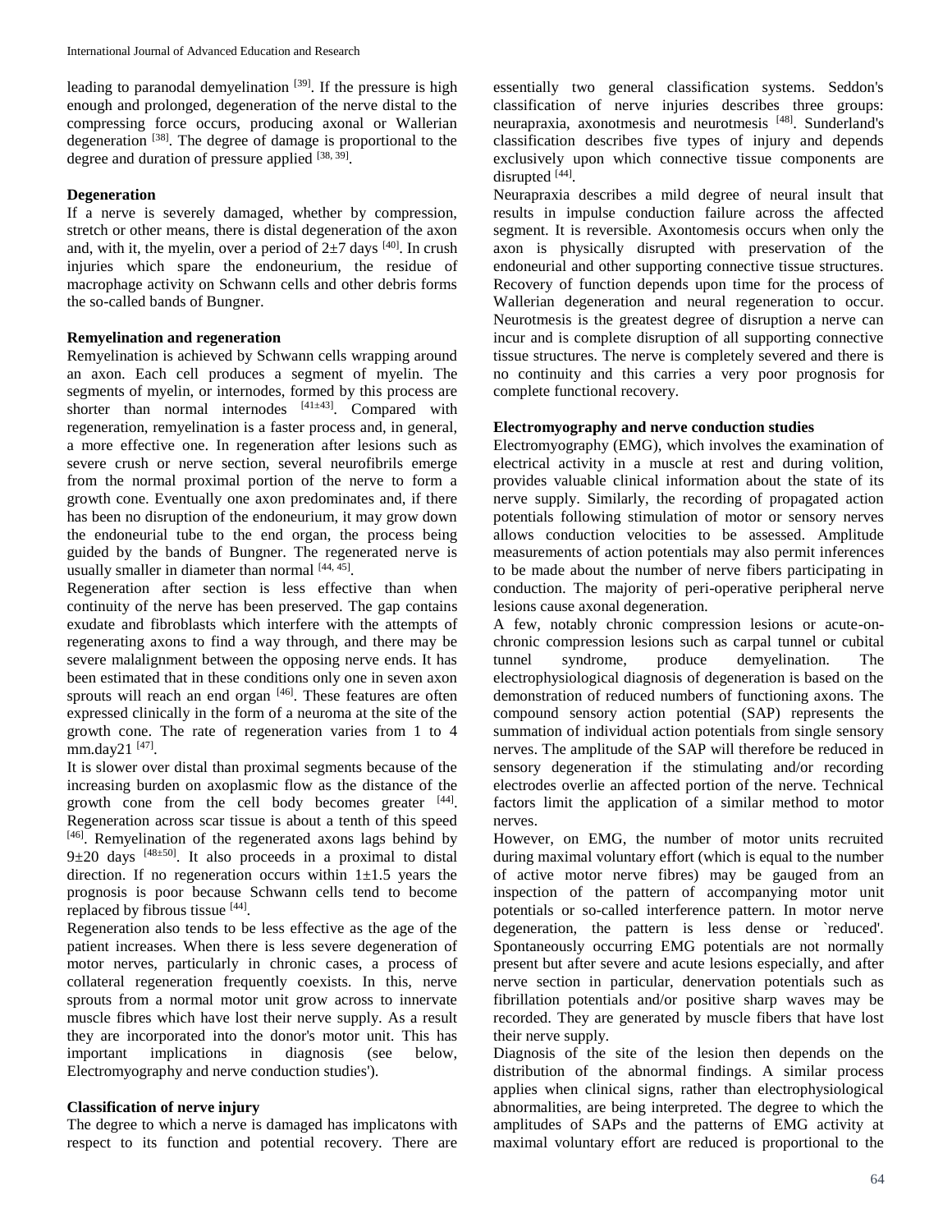leading to paranodal demyelination [39]. If the pressure is high enough and prolonged, degeneration of the nerve distal to the compressing force occurs, producing axonal or Wallerian degeneration [38]. The degree of damage is proportional to the degree and duration of pressure applied [38, 39].

**Degeneration**

If a nerve is severely damaged, whether by compression, stretch or other means, there is distal degeneration of the axon and, with it, the myelin, over a period of 2±7 days [40]. In crush injuries which spare the endoneurium, the residue of macrophage activity on Schwann cells and other debris forms the so-called bands of Bungner.

**Remyelination and regeneration**

Remyelination is achieved by Schwann cells wrapping around an axon. Each cell produces a segment of myelin. The segments of myelin, or internodes, formed by this process are shorter than normal internodes [41±43]. Compared with regeneration, remyelination is a faster process and, in general, a more effective one. In regeneration after lesions such as severe crush or nerve section, several neurofibrils emerge from the normal proximal portion of the nerve to form a growth cone. Eventually one axon predominates and, if there has been no disruption of the endoneurium, it may grow down the endoneurial tube to the end organ, the process being guided by the bands of Bungner. The regenerated nerve is usually smaller in diameter than normal [44, 45].

Regeneration after section is less effective than when continuity of the nerve has been preserved. The gap contains exudate and fibroblasts which interfere with the attempts of regenerating axons to find a way through, and there may be severe malalignment between the opposing nerve ends. It has been estimated that in these conditions only one in seven axon sprouts will reach an end organ [46]. These features are often expressed clinically in the form of a neuroma at the site of the growth cone. The rate of regeneration varies from 1 to 4 mm.day21 [47].

It is slower over distal than proximal segments because of the increasing burden on axoplasmic flow as the distance of the growth cone from the cell body becomes greater [44]. Regeneration across scar tissue is about a tenth of this speed [46]. Remyelination of the regenerated axons lags behind by 9±20 days [48±50]. It also proceeds in a proximal to distal direction. If no regeneration occurs within 1±1.5 years the prognosis is poor because Schwann cells tend to become replaced by fibrous tissue [44].

Regeneration also tends to be less effective as the age of the patient increases. When there is less severe degeneration of motor nerves, particularly in chronic cases, a process of collateral regeneration frequently coexists. In this, nerve sprouts from a normal motor unit grow across to innervate muscle fibres which have lost their nerve supply. As a result they are incorporated into the donor's motor unit. This has important implications in diagnosis (see below, Electromyography and nerve conduction studies').

**Classification of nerve injury**

The degree to which a nerve is damaged has implicatons with respect to its function and potential recovery. There are essentially two general classification systems. Seddon's classification of nerve injuries describes three groups: neurapraxia, axonotmesis and neurotmesis [48]. Sunderland's classification describes five types of injury and depends exclusively upon which connective tissue components are disrupted [44].

Neurapraxia describes a mild degree of neural insult that results in impulse conduction failure across the affected segment. It is reversible. Axontomesis occurs when only the axon is physically disrupted with preservation of the endoneurial and other supporting connective tissue structures. Recovery of function depends upon time for the process of Wallerian degeneration and neural regeneration to occur. Neurotmesis is the greatest degree of disruption a nerve can incur and is complete disruption of all supporting connective tissue structures. The nerve is completely severed and there is no continuity and this carries a very poor prognosis for complete functional recovery.

**Electromyography and nerve conduction studies**

Electromyography (EMG), which involves the examination of electrical activity in a muscle at rest and during volition, provides valuable clinical information about the state of its nerve supply. Similarly, the recording of propagated action potentials following stimulation of motor or sensory nerves allows conduction velocities to be assessed. Amplitude measurements of action potentials may also permit inferences to be made about the number of nerve fibers participating in conduction. The majority of peri-operative peripheral nerve lesions cause axonal degeneration.

A few, notably chronic compression lesions or acute-on-chronic compression lesions such as carpal tunnel or cubital tunnel syndrome, produce demyelination. The electrophysiological diagnosis of degeneration is based on the demonstration of reduced numbers of functioning axons. The compound sensory action potential (SAP) represents the summation of individual action potentials from single sensory nerves. The amplitude of the SAP will therefore be reduced in sensory degeneration if the stimulating and/or recording electrodes overlie an affected portion of the nerve. Technical factors limit the application of a similar method to motor nerves.

However, on EMG, the number of motor units recruited during maximal voluntary effort (which is equal to the number of active motor nerve fibres) may be gauged from an inspection of the pattern of accompanying motor unit potentials or so-called interference pattern. In motor nerve degeneration, the pattern is less dense or `reduced'. Spontaneously occurring EMG potentials are not normally present but after severe and acute lesions especially, and after nerve section in particular, denervation potentials such as fibrillation potentials and/or positive sharp waves may be recorded. They are generated by muscle fibers that have lost their nerve supply.

Diagnosis of the site of the lesion then depends on the distribution of the abnormal findings. A similar process applies when clinical signs, rather than electrophysiological abnormalities, are being interpreted. The degree to which the amplitudes of SAPs and the patterns of EMG activity at maximal voluntary effort are reduced is proportional to the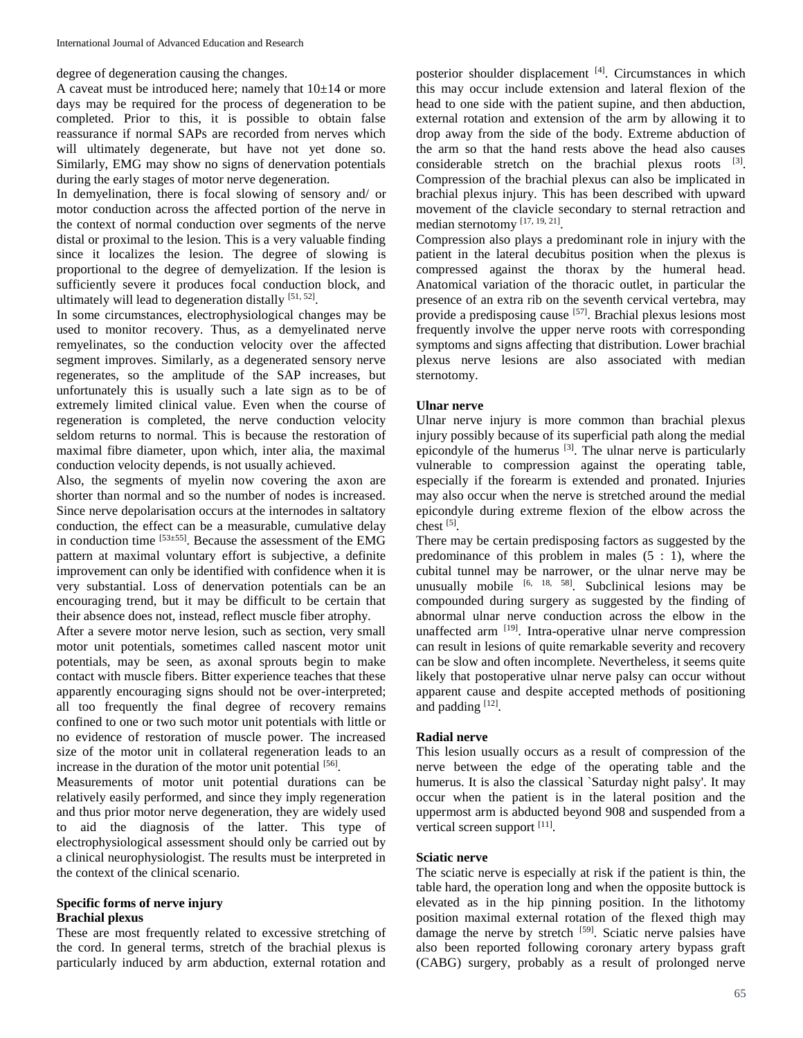degree of degeneration causing the changes.

A caveat must be introduced here; namely that 10±14 or more days may be required for the process of degeneration to be completed. Prior to this, it is possible to obtain false reassurance if normal SAPs are recorded from nerves which will ultimately degenerate, but have not yet done so. Similarly, EMG may show no signs of denervation potentials during the early stages of motor nerve degeneration.

In demyelination, there is focal slowing of sensory and/ or motor conduction across the affected portion of the nerve in the context of normal conduction over segments of the nerve distal or proximal to the lesion. This is a very valuable finding since it localizes the lesion. The degree of slowing is proportional to the degree of demyelization. If the lesion is sufficiently severe it produces focal conduction block, and ultimately will lead to degeneration distally [51, 52].

In some circumstances, electrophysiological changes may be used to monitor recovery. Thus, as a demyelinated nerve remyelinates, so the conduction velocity over the affected segment improves. Similarly, as a degenerated sensory nerve regenerates, so the amplitude of the SAP increases, but unfortunately this is usually such a late sign as to be of extremely limited clinical value. Even when the course of regeneration is completed, the nerve conduction velocity seldom returns to normal. This is because the restoration of maximal fibre diameter, upon which, inter alia, the maximal conduction velocity depends, is not usually achieved.

Also, the segments of myelin now covering the axon are shorter than normal and so the number of nodes is increased. Since nerve depolarisation occurs at the internodes in saltatory conduction, the effect can be a measurable, cumulative delay in conduction time [53±55]. Because the assessment of the EMG pattern at maximal voluntary effort is subjective, a definite improvement can only be identified with confidence when it is very substantial. Loss of denervation potentials can be an encouraging trend, but it may be difficult to be certain that their absence does not, instead, reflect muscle fiber atrophy.

After a severe motor nerve lesion, such as section, very small motor unit potentials, sometimes called nascent motor unit potentials, may be seen, as axonal sprouts begin to make contact with muscle fibers. Bitter experience teaches that these apparently encouraging signs should not be over-interpreted; all too frequently the final degree of recovery remains confined to one or two such motor unit potentials with little or no evidence of restoration of muscle power. The increased size of the motor unit in collateral regeneration leads to an increase in the duration of the motor unit potential [56].

Measurements of motor unit potential durations can be relatively easily performed, and since they imply regeneration and thus prior motor nerve degeneration, they are widely used to aid the diagnosis of the latter. This type of electrophysiological assessment should only be carried out by a clinical neurophysiologist. The results must be interpreted in the context of the clinical scenario.

## Specific forms of nerve injury

### Brachial plexus

These are most frequently related to excessive stretching of the cord. In general terms, stretch of the brachial plexus is particularly induced by arm abduction, external rotation and posterior shoulder displacement [4]. Circumstances in which this may occur include extension and lateral flexion of the head to one side with the patient supine, and then abduction, external rotation and extension of the arm by allowing it to drop away from the side of the body. Extreme abduction of the arm so that the hand rests above the head also causes considerable stretch on the brachial plexus roots [3]. Compression of the brachial plexus can also be implicated in brachial plexus injury. This has been described with upward movement of the clavicle secondary to sternal retraction and median sternotomy [17, 19, 21].

Compression also plays a predominant role in injury with the patient in the lateral decubitus position when the plexus is compressed against the thorax by the humeral head. Anatomical variation of the thoracic outlet, in particular the presence of an extra rib on the seventh cervical vertebra, may provide a predisposing cause [57]. Brachial plexus lesions most frequently involve the upper nerve roots with corresponding symptoms and signs affecting that distribution. Lower brachial plexus nerve lesions are also associated with median sternotomy.

### Ulnar nerve

Ulnar nerve injury is more common than brachial plexus injury possibly because of its superficial path along the medial epicondyle of the humerus [3]. The ulnar nerve is particularly vulnerable to compression against the operating table, especially if the forearm is extended and pronated. Injuries may also occur when the nerve is stretched around the medial epicondyle during extreme flexion of the elbow across the chest [5].

There may be certain predisposing factors as suggested by the predominance of this problem in males (5 : 1), where the cubital tunnel may be narrower, or the ulnar nerve may be unusually mobile [6, 18, 58]. Subclinical lesions may be compounded during surgery as suggested by the finding of abnormal ulnar nerve conduction across the elbow in the unaffected arm [19]. Intra-operative ulnar nerve compression can result in lesions of quite remarkable severity and recovery can be slow and often incomplete. Nevertheless, it seems quite likely that postoperative ulnar nerve palsy can occur without apparent cause and despite accepted methods of positioning and padding [12].

### Radial nerve

This lesion usually occurs as a result of compression of the nerve between the edge of the operating table and the humerus. It is also the classical `Saturday night palsy'. It may occur when the patient is in the lateral position and the uppermost arm is abducted beyond 908 and suspended from a vertical screen support [11].

### Sciatic nerve

The sciatic nerve is especially at risk if the patient is thin, the table hard, the operation long and when the opposite buttock is elevated as in the hip pinning position. In the lithotomy position maximal external rotation of the flexed thigh may damage the nerve by stretch [59]. Sciatic nerve palsies have also been reported following coronary artery bypass graft (CABG) surgery, probably as a result of prolonged nerve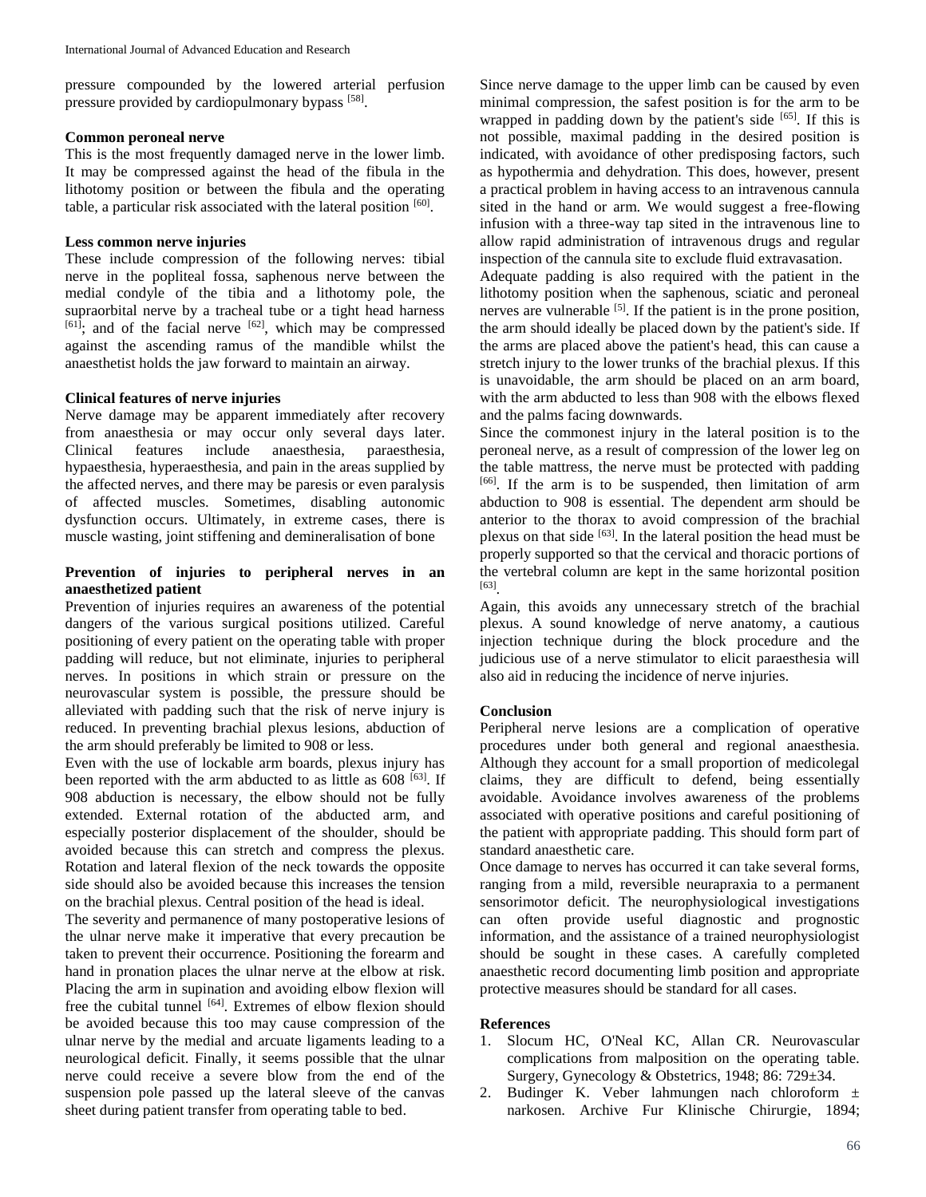pressure compounded by the lowered arterial perfusion pressure provided by cardiopulmonary bypass [58].

### Common peroneal nerve

This is the most frequently damaged nerve in the lower limb. It may be compressed against the head of the fibula in the lithotomy position or between the fibula and the operating table, a particular risk associated with the lateral position [60].

### Less common nerve injuries

These include compression of the following nerves: tibial nerve in the popliteal fossa, saphenous nerve between the medial condyle of the tibia and a lithotomy pole, the supraorbital nerve by a tracheal tube or a tight head harness [61]; and of the facial nerve [62], which may be compressed against the ascending ramus of the mandible whilst the anaesthetist holds the jaw forward to maintain an airway.

### Clinical features of nerve injuries

Nerve damage may be apparent immediately after recovery from anaesthesia or may occur only several days later. Clinical features include anaesthesia, paraesthesia, hypaesthesia, hyperaesthesia, and pain in the areas supplied by the affected nerves, and there may be paresis or even paralysis of affected muscles. Sometimes, disabling autonomic dysfunction occurs. Ultimately, in extreme cases, there is muscle wasting, joint stiffening and demineralisation of bone

### Prevention of injuries to peripheral nerves in an anaesthetized patient

Prevention of injuries requires an awareness of the potential dangers of the various surgical positions utilized. Careful positioning of every patient on the operating table with proper padding will reduce, but not eliminate, injuries to peripheral nerves. In positions in which strain or pressure on the neurovascular system is possible, the pressure should be alleviated with padding such that the risk of nerve injury is reduced. In preventing brachial plexus lesions, abduction of the arm should preferably be limited to 908 or less.

Even with the use of lockable arm boards, plexus injury has been reported with the arm abducted to as little as 608 [63]. If 908 abduction is necessary, the elbow should not be fully extended. External rotation of the abducted arm, and especially posterior displacement of the shoulder, should be avoided because this can stretch and compress the plexus. Rotation and lateral flexion of the neck towards the opposite side should also be avoided because this increases the tension on the brachial plexus. Central position of the head is ideal.

The severity and permanence of many postoperative lesions of the ulnar nerve make it imperative that every precaution be taken to prevent their occurrence. Positioning the forearm and hand in pronation places the ulnar nerve at the elbow at risk. Placing the arm in supination and avoiding elbow flexion will free the cubital tunnel [64]. Extremes of elbow flexion should be avoided because this too may cause compression of the ulnar nerve by the medial and arcuate ligaments leading to a neurological deficit. Finally, it seems possible that the ulnar nerve could receive a severe blow from the end of the suspension pole passed up the lateral sleeve of the canvas sheet during patient transfer from operating table to bed.

Since nerve damage to the upper limb can be caused by even minimal compression, the safest position is for the arm to be wrapped in padding down by the patient's side [65]. If this is not possible, maximal padding in the desired position is indicated, with avoidance of other predisposing factors, such as hypothermia and dehydration. This does, however, present a practical problem in having access to an intravenous cannula sited in the hand or arm. We would suggest a free-flowing infusion with a three-way tap sited in the intravenous line to allow rapid administration of intravenous drugs and regular inspection of the cannula site to exclude fluid extravasation.

Adequate padding is also required with the patient in the lithotomy position when the saphenous, sciatic and peroneal nerves are vulnerable [5]. If the patient is in the prone position, the arm should ideally be placed down by the patient's side. If the arms are placed above the patient's head, this can cause a stretch injury to the lower trunks of the brachial plexus. If this is unavoidable, the arm should be placed on an arm board, with the arm abducted to less than 908 with the elbows flexed and the palms facing downwards.

Since the commonest injury in the lateral position is to the peroneal nerve, as a result of compression of the lower leg on the table mattress, the nerve must be protected with padding [66]. If the arm is to be suspended, then limitation of arm abduction to 908 is essential. The dependent arm should be anterior to the thorax to avoid compression of the brachial plexus on that side [63]. In the lateral position the head must be properly supported so that the cervical and thoracic portions of the vertebral column are kept in the same horizontal position [63].

Again, this avoids any unnecessary stretch of the brachial plexus. A sound knowledge of nerve anatomy, a cautious injection technique during the block procedure and the judicious use of a nerve stimulator to elicit paraesthesia will also aid in reducing the incidence of nerve injuries.

### Conclusion

Peripheral nerve lesions are a complication of operative procedures under both general and regional anaesthesia. Although they account for a small proportion of medicolegal claims, they are difficult to defend, being essentially avoidable. Avoidance involves awareness of the problems associated with operative positions and careful positioning of the patient with appropriate padding. This should form part of standard anaesthetic care.

Once damage to nerves has occurred it can take several forms, ranging from a mild, reversible neurapraxia to a permanent sensorimotor deficit. The neurophysiological investigations can often provide useful diagnostic and prognostic information, and the assistance of a trained neurophysiologist should be sought in these cases. A carefully completed anaesthetic record documenting limb position and appropriate protective measures should be standard for all cases.

### References

1. Slocum HC, O'Neal KC, Allan CR. Neurovascular complications from malposition on the operating table. Surgery, Gynecology & Obstetrics, 1948; 86: 729±34.
2. Budinger K. Veber lahmungen nach chloroform ± narkosen. Archive Fur Klinische Chirurgie, 1894;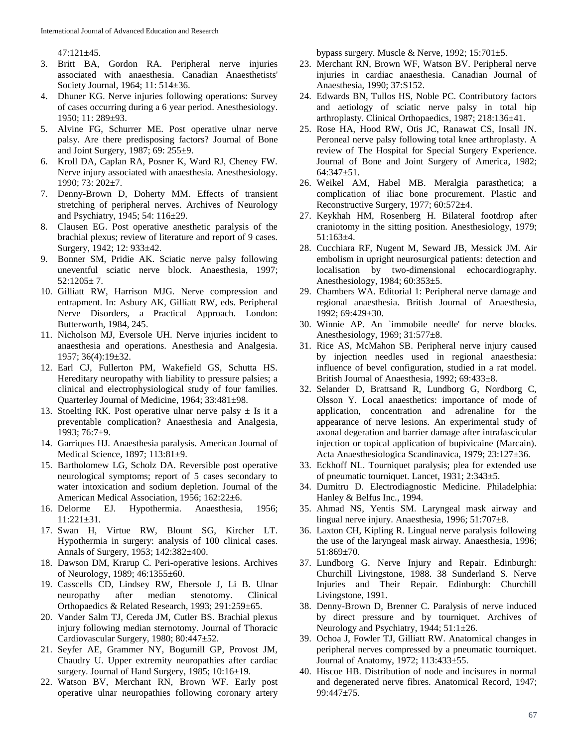47:121±45.

3. Britt BA, Gordon RA. Peripheral nerve injuries associated with anaesthesia. Canadian Anaesthetists' Society Journal, 1964; 11: 514±36.
4. Dhuner KG. Nerve injuries following operations: Survey of cases occurring during a 6 year period. Anesthesiology. 1950; 11: 289±93.
5. Alvine FG, Schurrer ME. Post operative ulnar nerve palsy. Are there predisposing factors? Journal of Bone and Joint Surgery, 1987; 69: 255±9.
6. Kroll DA, Caplan RA, Posner K, Ward RJ, Cheney FW. Nerve injury associated with anaesthesia. Anesthesiology. 1990; 73: 202±7.
7. Denny-Brown D, Doherty MM. Effects of transient stretching of peripheral nerves. Archives of Neurology and Psychiatry, 1945; 54: 116±29.
8. Clausen EG. Post operative anesthetic paralysis of the brachial plexus; review of literature and report of 9 cases. Surgery, 1942; 12: 933±42.
9. Bonner SM, Pridie AK. Sciatic nerve palsy following uneventful sciatic nerve block. Anaesthesia, 1997; 52:1205± 7.
10. Gilliatt RW, Harrison MJG. Nerve compression and entrapment. In: Asbury AK, Gilliatt RW, eds. Peripheral Nerve Disorders, a Practical Approach. London: Butterworth, 1984, 245.
11. Nicholson MJ, Eversole UH. Nerve injuries incident to anaesthesia and operations. Anesthesia and Analgesia. 1957; 36(4):19±32.
12. Earl CJ, Fullerton PM, Wakefield GS, Schutta HS. Hereditary neuropathy with liability to pressure palsies; a clinical and electrophysiological study of four families. Quarterley Journal of Medicine, 1964; 33:481±98.
13. Stoelting RK. Post operative ulnar nerve palsy ± Is it a preventable complication? Anaesthesia and Analgesia, 1993; 76:7±9.
14. Garriques HJ. Anaesthesia paralysis. American Journal of Medical Science, 1897; 113:81±9.
15. Bartholomew LG, Scholz DA. Reversible post operative neurological symptoms; report of 5 cases secondary to water intoxication and sodium depletion. Journal of the American Medical Association, 1956; 162:22±6.
16. Delorme EJ. Hypothermia. Anaesthesia, 1956; 11:221±31.
17. Swan H, Virtue RW, Blount SG, Kircher LT. Hypothermia in surgery: analysis of 100 clinical cases. Annals of Surgery, 1953; 142:382±400.
18. Dawson DM, Krarup C. Peri-operative lesions. Archives of Neurology, 1989; 46:1355±60.
19. Casscells CD, Lindsey RW, Ebersole J, Li B. Ulnar neuropathy after median stenotomy. Clinical Orthopaedics & Related Research, 1993; 291:259±65.
20. Vander Salm TJ, Cereda JM, Cutler BS. Brachial plexus injury following median sternotomy. Journal of Thoracic Cardiovascular Surgery, 1980; 80:447±52.
21. Seyfer AE, Grammer NY, Bogumill GP, Provost JM, Chaudry U. Upper extremity neuropathies after cardiac surgery. Journal of Hand Surgery, 1985; 10:16±19.
22. Watson BV, Merchant RN, Brown WF. Early post operative ulnar neuropathies following coronary artery bypass surgery. Muscle & Nerve, 1992; 15:701±5.
23. Merchant RN, Brown WF, Watson BV. Peripheral nerve injuries in cardiac anaesthesia. Canadian Journal of Anaesthesia, 1990; 37:S152.
24. Edwards BN, Tullos HS, Noble PC. Contributory factors and aetiology of sciatic nerve palsy in total hip arthroplasty. Clinical Orthopaedics, 1987; 218:136±41.
25. Rose HA, Hood RW, Otis JC, Ranawat CS, Insall JN. Peroneal nerve palsy following total knee arthroplasty. A review of The Hospital for Special Surgery Experience. Journal of Bone and Joint Surgery of America, 1982; 64:347±51.
26. Weikel AM, Habel MB. Meralgia parasthetica; a complication of iliac bone procurement. Plastic and Reconstructive Surgery, 1977; 60:572±4.
27. Keykhah HM, Rosenberg H. Bilateral footdrop after craniotomy in the sitting position. Anesthesiology, 1979; 51:163±4.
28. Cucchiara RF, Nugent M, Seward JB, Messick JM. Air embolism in upright neurosurgical patients: detection and localisation by two-dimensional echocardiography. Anesthesiology, 1984; 60:353±5.
29. Chambers WA. Editorial 1: Peripheral nerve damage and regional anaesthesia. British Journal of Anaesthesia, 1992; 69:429±30.
30. Winnie AP. An `immobile needle' for nerve blocks. Anesthesiology, 1969; 31:577±8.
31. Rice AS, McMahon SB. Peripheral nerve injury caused by injection needles used in regional anaesthesia: influence of bevel configuration, studied in a rat model. British Journal of Anaesthesia, 1992; 69:433±8.
32. Selander D, Brattsand R, Lundborg G, Nordborg C, Olsson Y. Local anaesthetics: importance of mode of application, concentration and adrenaline for the appearance of nerve lesions. An experimental study of axonal degeration and barrier damage after intrafascicular injection or topical application of bupivicaine (Marcain). Acta Anaesthesiologica Scandinavica, 1979; 23:127±36.
33. Eckhoff NL. Tourniquet paralysis; plea for extended use of pneumatic tourniquet. Lancet, 1931; 2:343±5.
34. Dumitru D. Electrodiagnostic Medicine. Philadelphia: Hanley & Belfus Inc., 1994.
35. Ahmad NS, Yentis SM. Laryngeal mask airway and lingual nerve injury. Anaesthesia, 1996; 51:707±8.
36. Laxton CH, Kipling R. Lingual nerve paralysis following the use of the laryngeal mask airway. Anaesthesia, 1996; 51:869±70.
37. Lundborg G. Nerve Injury and Repair. Edinburgh: Churchill Livingstone, 1988. 38 Sunderland S. Nerve Injuries and Their Repair. Edinburgh: Churchill Livingstone, 1991.
38. Denny-Brown D, Brenner C. Paralysis of nerve induced by direct pressure and by tourniquet. Archives of Neurology and Psychiatry, 1944; 51:1±26.
39. Ochoa J, Fowler TJ, Gilliatt RW. Anatomical changes in peripheral nerves compressed by a pneumatic tourniquet. Journal of Anatomy, 1972; 113:433±55.
40. Hiscoe HB. Distribution of node and incisures in normal and degenerated nerve fibres. Anatomical Record, 1947; 99:447±75.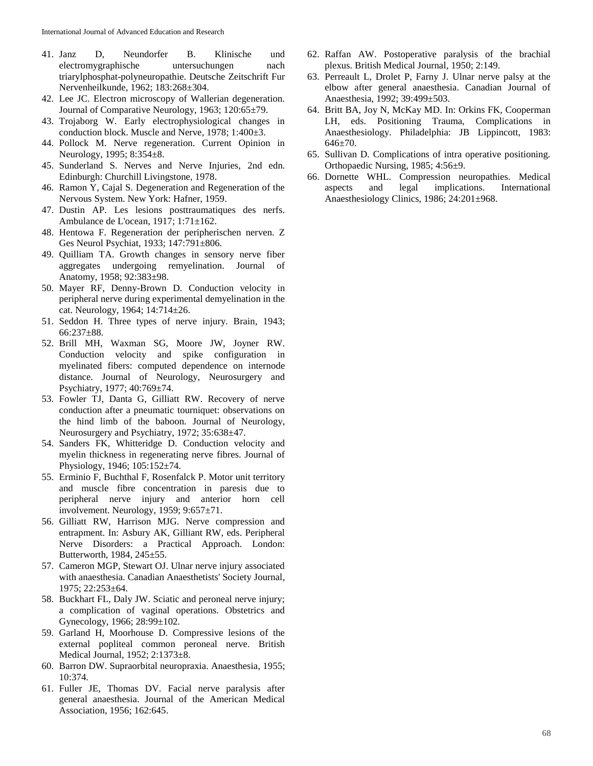41. Janz D, Neundorfer B. Klinische und electromygraphische untersuchungen nach triarylphosphat-polyneuropathie. Deutsche Zeitschrift Fur Nervenheilkunde, 1962; 183:268±304.
42. Lee JC. Electron microscopy of Wallerian degeneration. Journal of Comparative Neurology, 1963; 120:65±79.
43. Trojaborg W. Early electrophysiological changes in conduction block. Muscle and Nerve, 1978; 1:400±3.
44. Pollock M. Nerve regeneration. Current Opinion in Neurology, 1995; 8:354±8.
45. Sunderland S. Nerves and Nerve Injuries, 2nd edn. Edinburgh: Churchill Livingstone, 1978.
46. Ramon Y, Cajal S. Degeneration and Regeneration of the Nervous System. New York: Hafner, 1959.
47. Dustin AP. Les lesions posttraumatiques des nerfs. Ambulance de L'ocean, 1917; 1:71±162.
48. Hentowa F. Regeneration der peripherischen nerven. Z Ges Neurol Psychiat, 1933; 147:791±806.
49. Quilliam TA. Growth changes in sensory nerve fiber aggregates undergoing remyelination. Journal of Anatomy, 1958; 92:383±98.
50. Mayer RF, Denny-Brown D. Conduction velocity in peripheral nerve during experimental demyelination in the cat. Neurology, 1964; 14:714±26.
51. Seddon H. Three types of nerve injury. Brain, 1943; 66:237±88.
52. Brill MH, Waxman SG, Moore JW, Joyner RW. Conduction velocity and spike configuration in myelinated fibers: computed dependence on internode distance. Journal of Neurology, Neurosurgery and Psychiatry, 1977; 40:769±74.
53. Fowler TJ, Danta G, Gilliatt RW. Recovery of nerve conduction after a pneumatic tourniquet: observations on the hind limb of the baboon. Journal of Neurology, Neurosurgery and Psychiatry, 1972; 35:638±47.
54. Sanders FK, Whitteridge D. Conduction velocity and myelin thickness in regenerating nerve fibres. Journal of Physiology, 1946; 105:152±74.
55. Erminio F, Buchthal F, Rosenfalck P. Motor unit territory and muscle fibre concentration in paresis due to peripheral nerve injury and anterior horn cell involvement. Neurology, 1959; 9:657±71.
56. Gilliatt RW, Harrison MJG. Nerve compression and entrapment. In: Asbury AK, Gilliant RW, eds. Peripheral Nerve Disorders: a Practical Approach. London: Butterworth, 1984, 245±55.
57. Cameron MGP, Stewart OJ. Ulnar nerve injury associated with anaesthesia. Canadian Anaesthetists' Society Journal, 1975; 22:253±64.
58. Buckhart FL, Daly JW. Sciatic and peroneal nerve injury; a complication of vaginal operations. Obstetrics and Gynecology, 1966; 28:99±102.
59. Garland H, Moorhouse D. Compressive lesions of the external popliteal common peroneal nerve. British Medical Journal, 1952; 2:1373±8.
60. Barron DW. Supraorbital neuropraxia. Anaesthesia, 1955; 10:374.
61. Fuller JE, Thomas DV. Facial nerve paralysis after general anaesthesia. Journal of the American Medical Association, 1956; 162:645.
62. Raffan AW. Postoperative paralysis of the brachial plexus. British Medical Journal, 1950; 2:149.
63. Perreault L, Drolet P, Farny J. Ulnar nerve palsy at the elbow after general anaesthesia. Canadian Journal of Anaesthesia, 1992; 39:499±503.
64. Britt BA, Joy N, McKay MD. In: Orkins FK, Cooperman LH, eds. Positioning Trauma, Complications in Anaesthesiology. Philadelphia: JB Lippincott, 1983: 646±70.
65. Sullivan D. Complications of intra operative positioning. Orthopaedic Nursing, 1985; 4:56±9.
66. Dornette WHL. Compression neuropathies. Medical aspects and legal implications. International Anaesthesiology Clinics, 1986; 24:201±968.